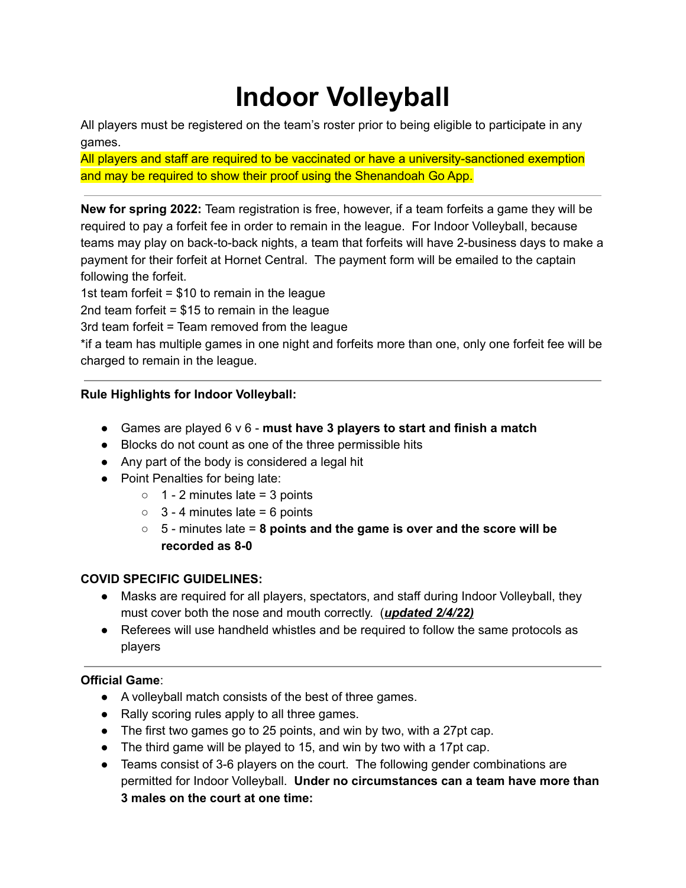# Indoor Volleyball

All players must be registered on the team's roster prior to being eligible to participate in any games.

All players and staff are required to be vaccinated or have a university-sanctioned exemption and may be required to show their proof using the Shenandoah Go App.

---

**New for spring 2022:** Team registration is free, however, if a team forfeits a game they will be required to pay a forfeit fee in order to remain in the league. For Indoor Volleyball, because teams may play on back-to-back nights, a team that forfeits will have 2-business days to make a payment for their forfeit at Hornet Central. The payment form will be emailed to the captain following the forfeit.

1st team forfeit = $10 to remain in the league
2nd team forfeit = $15 to remain in the league
3rd team forfeit = Team removed from the league
*if a team has multiple games in one night and forfeits more than one, only one forfeit fee will be charged to remain in the league.

---

**Rule Highlights for Indoor Volleyball:**

- Games are played 6 v 6 - **must have 3 players to start and finish a match**
- Blocks do not count as one of the three permissible hits
- Any part of the body is considered a legal hit
- Point Penalties for being late:
    - 1 - 2 minutes late = 3 points
    - 3 - 4 minutes late = 6 points
    - 5 - minutes late = **8 points and the game is over and the score will be recorded as 8-0**

**COVID SPECIFIC GUIDELINES:**

- Masks are required for all players, spectators, and staff during Indoor Volleyball, they must cover both the nose and mouth correctly. (***updated 2/4/22)***
- Referees will use handheld whistles and be required to follow the same protocols as players

---

**Official Game**:

- A volleyball match consists of the best of three games.
- Rally scoring rules apply to all three games.
- The first two games go to 25 points, and win by two, with a 27pt cap.
- The third game will be played to 15, and win by two with a 17pt cap.
- Teams consist of 3-6 players on the court. The following gender combinations are permitted for Indoor Volleyball. **Under no circumstances can a team have more than 3 males on the court at one time:**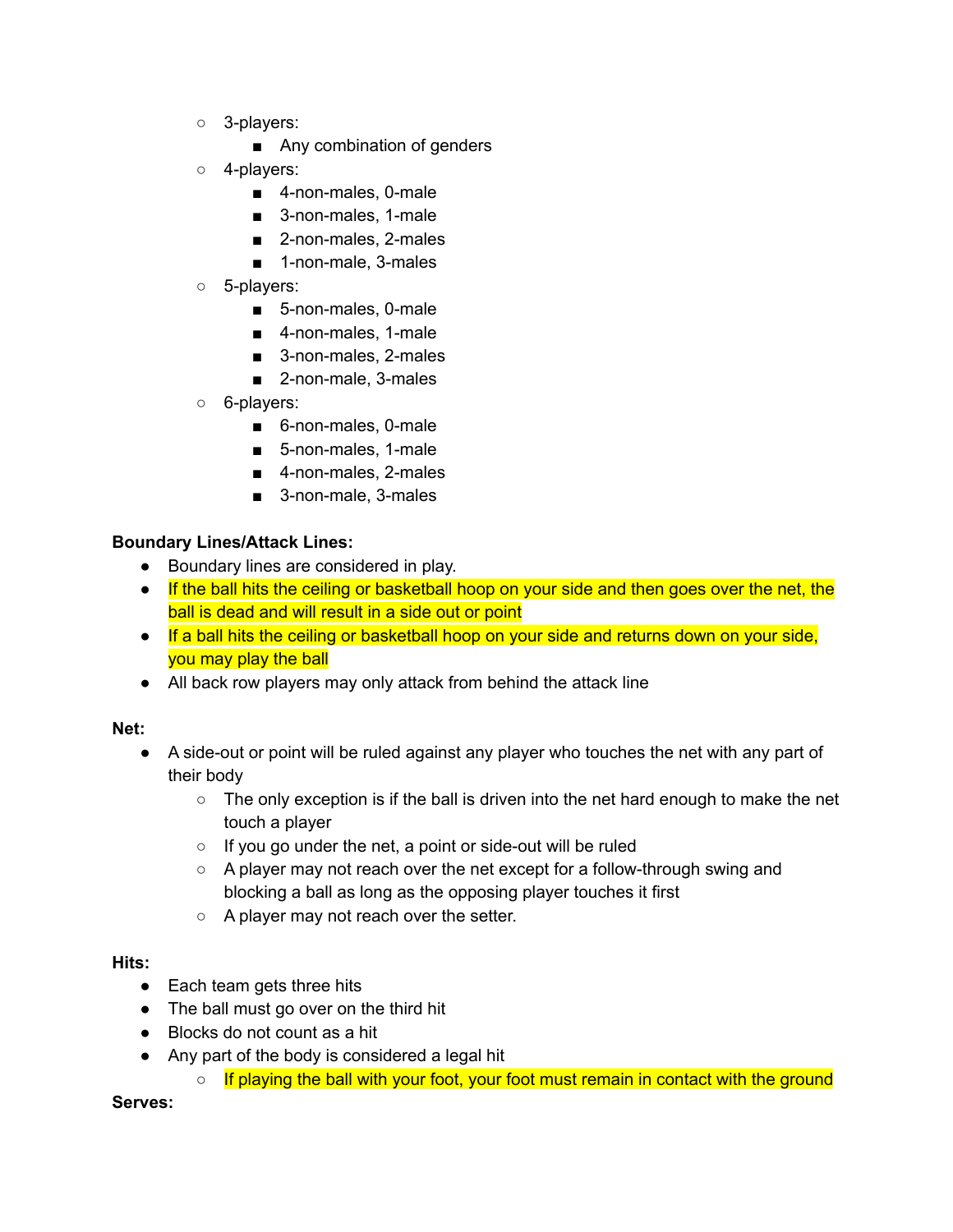- 3-players:
  - Any combination of genders
- 4-players:
  - 4-non-males, 0-male
  - 3-non-males, 1-male
  - 2-non-males, 2-males
  - 1-non-male, 3-males
- 5-players:
  - 5-non-males, 0-male
  - 4-non-males, 1-male
  - 3-non-males, 2-males
  - 2-non-male, 3-males
- 6-players:
  - 6-non-males, 0-male
  - 5-non-males, 1-male
  - 4-non-males, 2-males
  - 3-non-male, 3-males

**Boundary Lines/Attack Lines:**

- Boundary lines are considered in play.
- If the ball hits the ceiling or basketball hoop on your side and then goes over the net, the ball is dead and will result in a side out or point
- If a ball hits the ceiling or basketball hoop on your side and returns down on your side, you may play the ball
- All back row players may only attack from behind the attack line

**Net:**

- A side-out or point will be ruled against any player who touches the net with any part of their body
  - The only exception is if the ball is driven into the net hard enough to make the net touch a player
  - If you go under the net, a point or side-out will be ruled
  - A player may not reach over the net except for a follow-through swing and blocking a ball as long as the opposing player touches it first
  - A player may not reach over the setter.

**Hits:**

- Each team gets three hits
- The ball must go over on the third hit
- Blocks do not count as a hit
- Any part of the body is considered a legal hit
  - If playing the ball with your foot, your foot must remain in contact with the ground

**Serves:**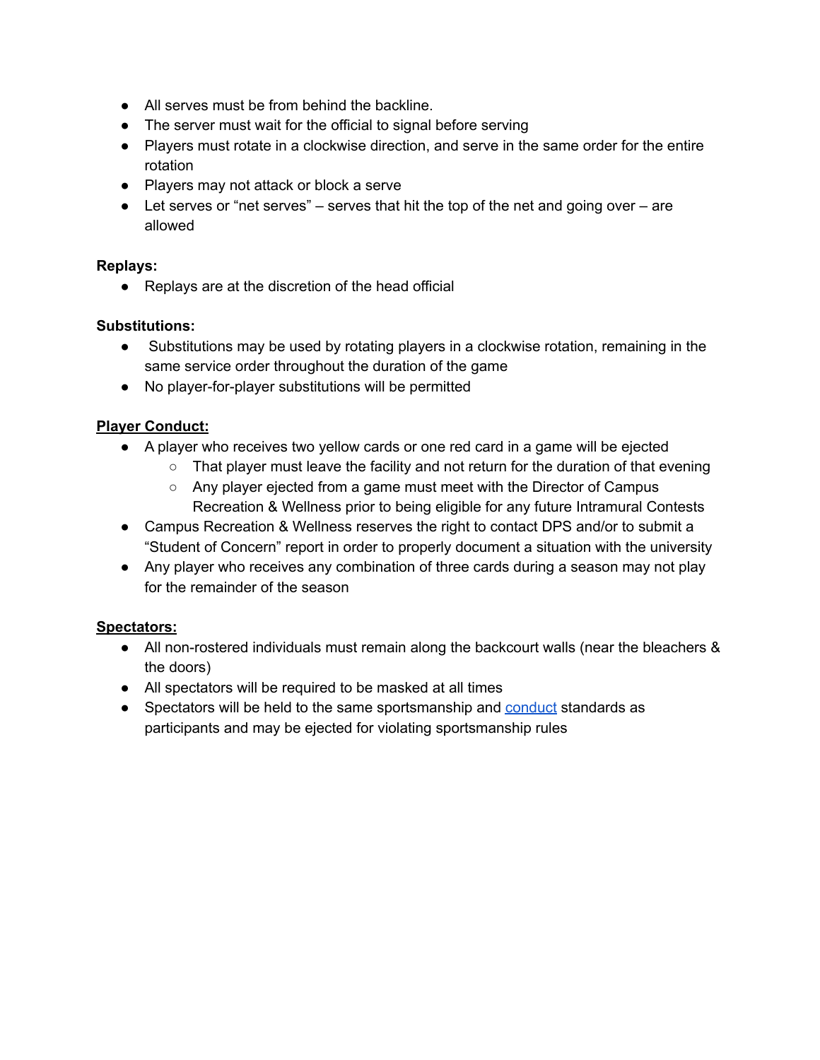- All serves must be from behind the backline.
- The server must wait for the official to signal before serving
- Players must rotate in a clockwise direction, and serve in the same order for the entire rotation
- Players may not attack or block a serve
- Let serves or "net serves" – serves that hit the top of the net and going over – are allowed

**Replays:**

- Replays are at the discretion of the head official

**Substitutions:**

- Substitutions may be used by rotating players in a clockwise rotation, remaining in the same service order throughout the duration of the game
- No player-for-player substitutions will be permitted

**Player Conduct:**

- A player who receives two yellow cards or one red card in a game will be ejected
  - That player must leave the facility and not return for the duration of that evening
  - Any player ejected from a game must meet with the Director of Campus Recreation & Wellness prior to being eligible for any future Intramural Contests
- Campus Recreation & Wellness reserves the right to contact DPS and/or to submit a "Student of Concern" report in order to properly document a situation with the university
- Any player who receives any combination of three cards during a season may not play for the remainder of the season

**Spectators:**

- All non-rostered individuals must remain along the backcourt walls (near the bleachers & the doors)
- All spectators will be required to be masked at all times
- Spectators will be held to the same sportsmanship and conduct standards as participants and may be ejected for violating sportsmanship rules